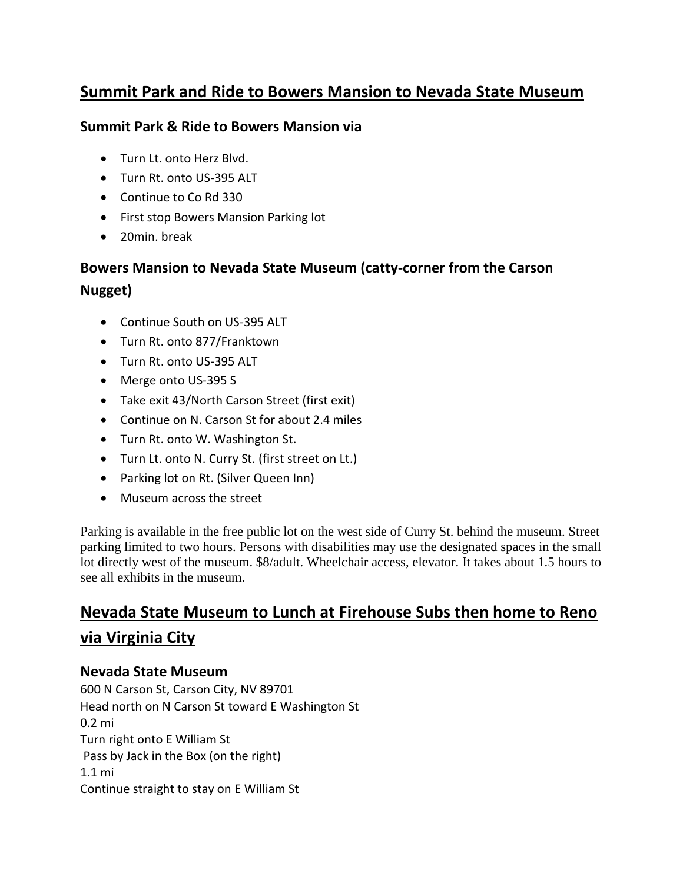## Summit Park and Ride to Bowers Mansion to Nevada State Museum

### Summit Park & Ride to Bowers Mansion via

- Turn Lt. onto Herz Blvd.
- Turn Rt. onto US-395 ALT
- Continue to Co Rd 330
- First stop Bowers Mansion Parking lot
- 20min. break

### Bowers Mansion to Nevada State Museum (catty-corner from the Carson Nugget)

- Continue South on US-395 ALT
- Turn Rt. onto 877/Franktown
- Turn Rt. onto US-395 ALT
- Merge onto US-395 S
- Take exit 43/North Carson Street (first exit)
- Continue on N. Carson St for about 2.4 miles
- Turn Rt. onto W. Washington St.
- Turn Lt. onto N. Curry St. (first street on Lt.)
- Parking lot on Rt. (Silver Queen Inn)
- Museum across the street

Parking is available in the free public lot on the west side of Curry St. behind the museum. Street parking limited to two hours. Persons with disabilities may use the designated spaces in the small lot directly west of the museum. $8/adult. Wheelchair access, elevator. It takes about 1.5 hours to see all exhibits in the museum.

## Nevada State Museum to Lunch at Firehouse Subs then home to Reno via Virginia City

### Nevada State Museum

600 N Carson St, Carson City, NV 89701
Head north on N Carson St toward E Washington St
0.2 mi
Turn right onto E William St
Pass by Jack in the Box (on the right)
1.1 mi
Continue straight to stay on E William St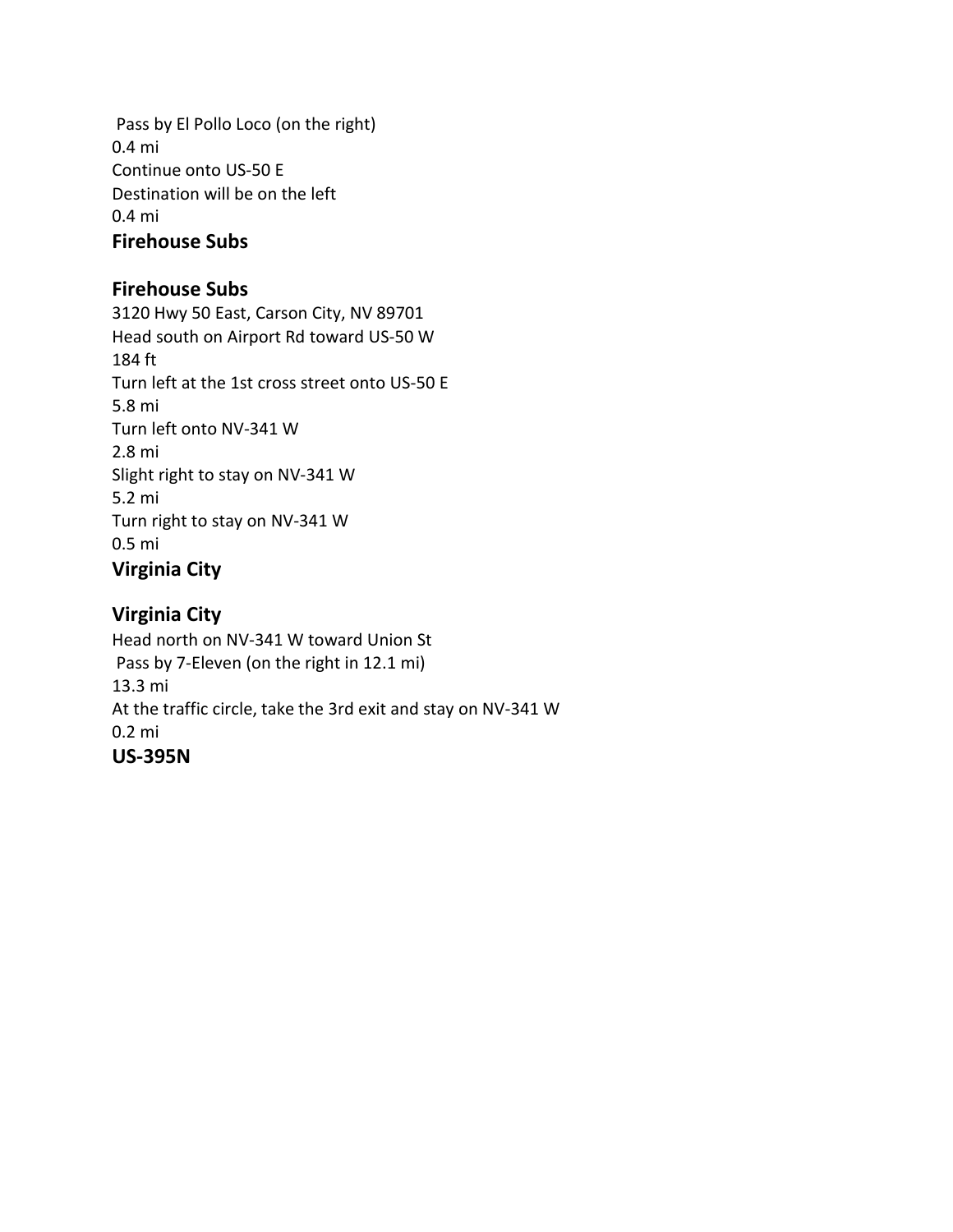Pass by El Pollo Loco (on the right)
0.4 mi
Continue onto US-50 E
Destination will be on the left
0.4 mi

**Firehouse Subs**

**Firehouse Subs**
3120 Hwy 50 East, Carson City, NV 89701
Head south on Airport Rd toward US-50 W
184 ft
Turn left at the 1st cross street onto US-50 E
5.8 mi
Turn left onto NV-341 W
2.8 mi
Slight right to stay on NV-341 W
5.2 mi
Turn right to stay on NV-341 W
0.5 mi

**Virginia City**

**Virginia City**
Head north on NV-341 W toward Union St
Pass by 7-Eleven (on the right in 12.1 mi)
13.3 mi
At the traffic circle, take the 3rd exit and stay on NV-341 W
0.2 mi

**US-395N**